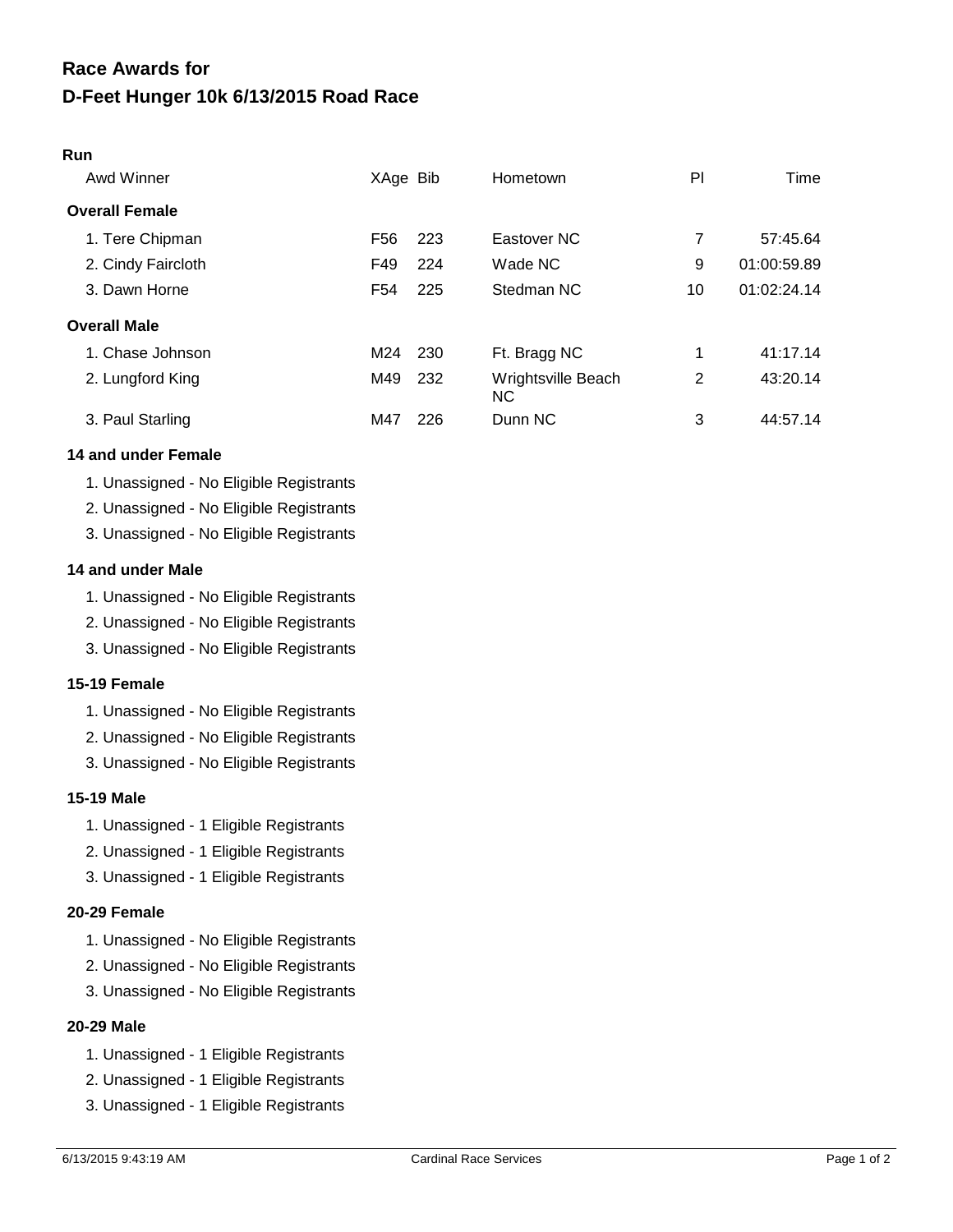# Race Awards for
# D-Feet Hunger 10k 6/13/2015 Road Race

**Run**

| Awd Winner | XAge | Bib | Hometown | Pl | Time |
|---|---|---|---|---|---|
| **Overall Female** | | | | | |
| 1. Tere Chipman | F56 | 223 | Eastover NC | 7 | 57:45.64 |
| 2. Cindy Faircloth | F49 | 224 | Wade NC | 9 | 01:00:59.89 |
| 3. Dawn Horne | F54 | 225 | Stedman NC | 10 | 01:02:24.14 |
| **Overall Male** | | | | | |
| 1. Chase Johnson | M24 | 230 | Ft. Bragg NC | 1 | 41:17.14 |
| 2. Lungford King | M49 | 232 | Wrightsville Beach NC | 2 | 43:20.14 |
| 3. Paul Starling | M47 | 226 | Dunn NC | 3 | 44:57.14 |

**14 and under Female**

1. Unassigned - No Eligible Registrants
2. Unassigned - No Eligible Registrants
3. Unassigned - No Eligible Registrants

**14 and under Male**

1. Unassigned - No Eligible Registrants
2. Unassigned - No Eligible Registrants
3. Unassigned - No Eligible Registrants

**15-19 Female**

1. Unassigned - No Eligible Registrants
2. Unassigned - No Eligible Registrants
3. Unassigned - No Eligible Registrants

**15-19 Male**

1. Unassigned - 1 Eligible Registrants
2. Unassigned - 1 Eligible Registrants
3. Unassigned - 1 Eligible Registrants

**20-29 Female**

1. Unassigned - No Eligible Registrants
2. Unassigned - No Eligible Registrants
3. Unassigned - No Eligible Registrants

**20-29 Male**

1. Unassigned - 1 Eligible Registrants
2. Unassigned - 1 Eligible Registrants
3. Unassigned - 1 Eligible Registrants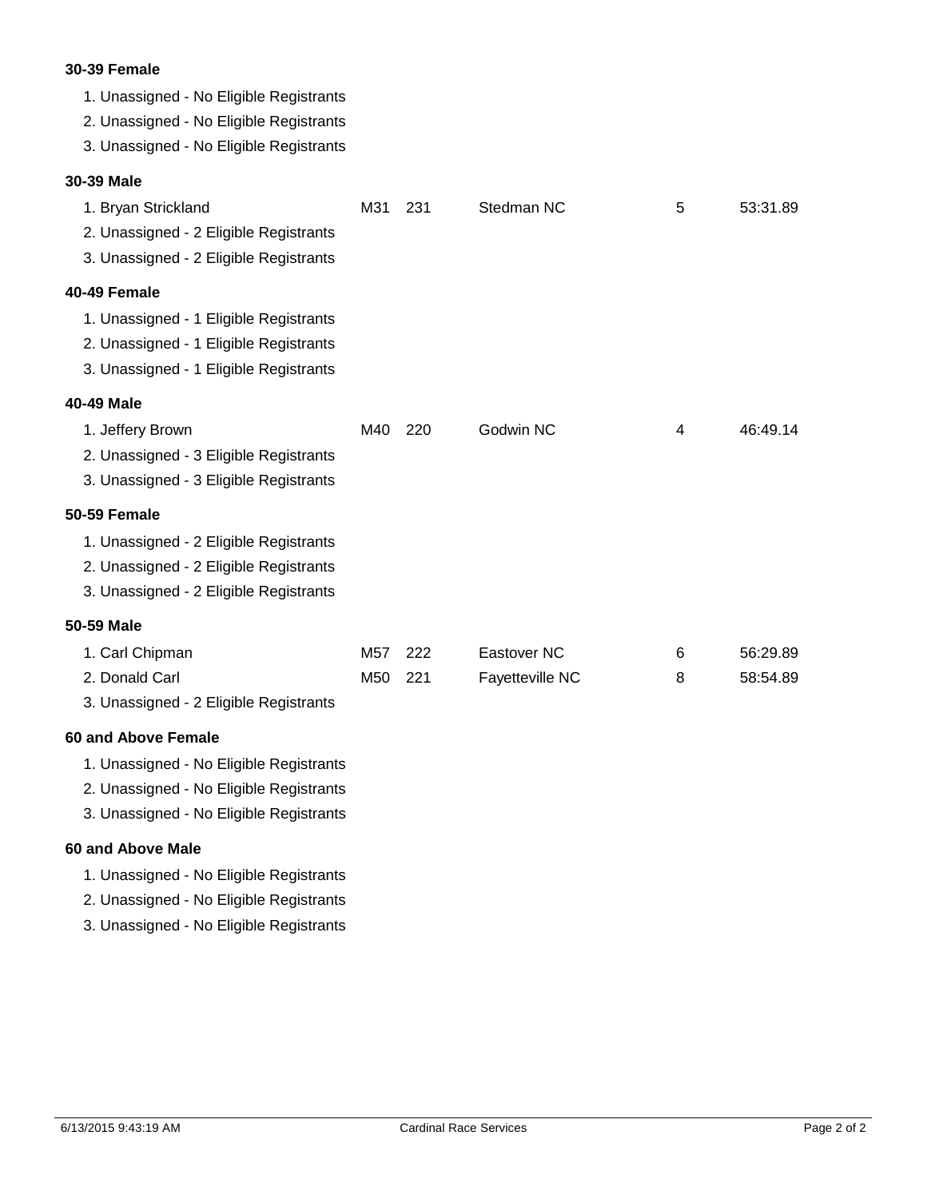**30-39 Female**

1. Unassigned - No Eligible Registrants
2. Unassigned - No Eligible Registrants
3. Unassigned - No Eligible Registrants

**30-39 Male**

| | | | | | |
|---|---|---|---|---|---|
| 1. Bryan Strickland | M31 | 231 | Stedman NC | 5 | 53:31.89 |
| 2. Unassigned - 2 Eligible Registrants | | | | | |
| 3. Unassigned - 2 Eligible Registrants | | | | | |

**40-49 Female**

1. Unassigned - 1 Eligible Registrants
2. Unassigned - 1 Eligible Registrants
3. Unassigned - 1 Eligible Registrants

**40-49 Male**

| | | | | | |
|---|---|---|---|---|---|
| 1. Jeffery Brown | M40 | 220 | Godwin NC | 4 | 46:49.14 |
| 2. Unassigned - 3 Eligible Registrants | | | | | |
| 3. Unassigned - 3 Eligible Registrants | | | | | |

**50-59 Female**

1. Unassigned - 2 Eligible Registrants
2. Unassigned - 2 Eligible Registrants
3. Unassigned - 2 Eligible Registrants

**50-59 Male**

| | | | | | |
|---|---|---|---|---|---|
| 1. Carl Chipman | M57 | 222 | Eastover NC | 6 | 56:29.89 |
| 2. Donald Carl | M50 | 221 | Fayetteville NC | 8 | 58:54.89 |
| 3. Unassigned - 2 Eligible Registrants | | | | | |

**60 and Above Female**

1. Unassigned - No Eligible Registrants
2. Unassigned - No Eligible Registrants
3. Unassigned - No Eligible Registrants

**60 and Above Male**

1. Unassigned - No Eligible Registrants
2. Unassigned - No Eligible Registrants
3. Unassigned - No Eligible Registrants